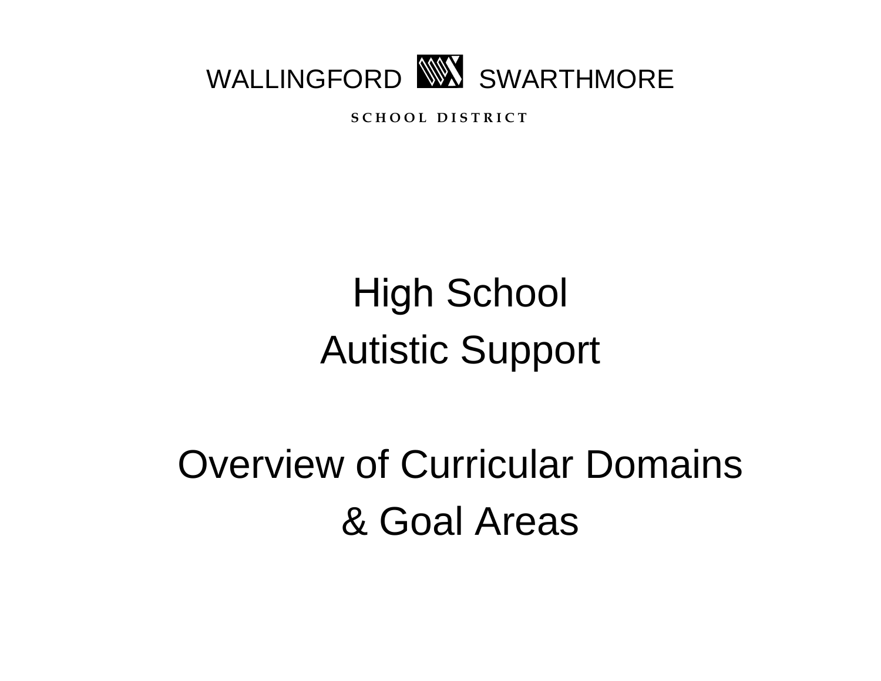WALLINGFORD SWARTHMORE

SCHOOL DISTRICT

# High School
# Autistic Support

# Overview of Curricular Domains
# & Goal Areas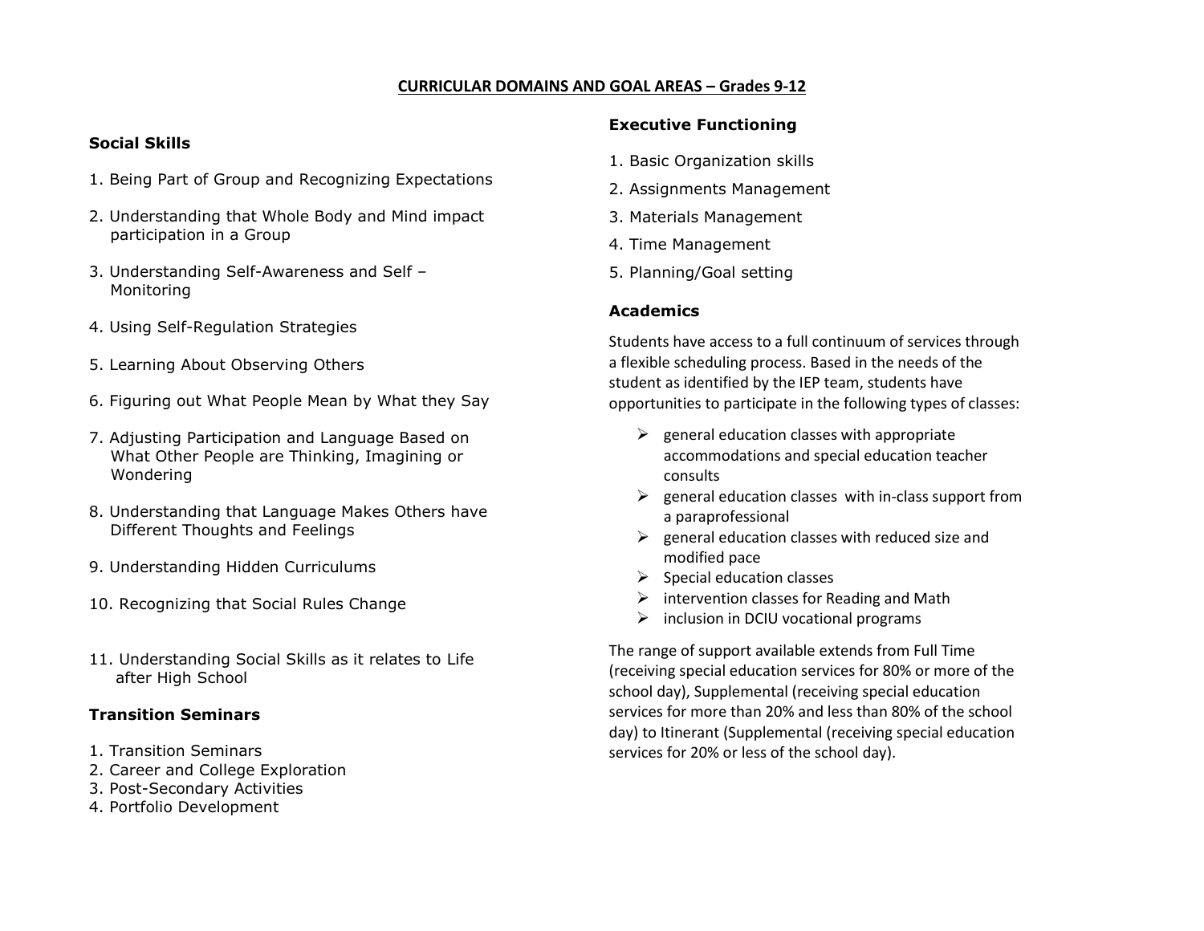# CURRICULAR DOMAINS AND GOAL AREAS – Grades 9-12

## Social Skills

1. Being Part of Group and Recognizing Expectations
2. Understanding that Whole Body and Mind impact participation in a Group
3. Understanding Self-Awareness and Self – Monitoring
4. Using Self-Regulation Strategies
5. Learning About Observing Others
6. Figuring out What People Mean by What they Say
7. Adjusting Participation and Language Based on What Other People are Thinking, Imagining or Wondering
8. Understanding that Language Makes Others have Different Thoughts and Feelings
9. Understanding Hidden Curriculums
10. Recognizing that Social Rules Change
11. Understanding Social Skills as it relates to Life after High School

## Transition Seminars

1. Transition Seminars
2. Career and College Exploration
3. Post-Secondary Activities
4. Portfolio Development

## Executive Functioning

1. Basic Organization skills
2. Assignments Management
3. Materials Management
4. Time Management
5. Planning/Goal setting

## Academics

Students have access to a full continuum of services through a flexible scheduling process. Based in the needs of the student as identified by the IEP team, students have opportunities to participate in the following types of classes:

- general education classes with appropriate accommodations and special education teacher consults
- general education classes with in-class support from a paraprofessional
- general education classes with reduced size and modified pace
- Special education classes
- intervention classes for Reading and Math
- inclusion in DCIU vocational programs

The range of support available extends from Full Time (receiving special education services for 80% or more of the school day), Supplemental (receiving special education services for more than 20% and less than 80% of the school day) to Itinerant (Supplemental (receiving special education services for 20% or less of the school day).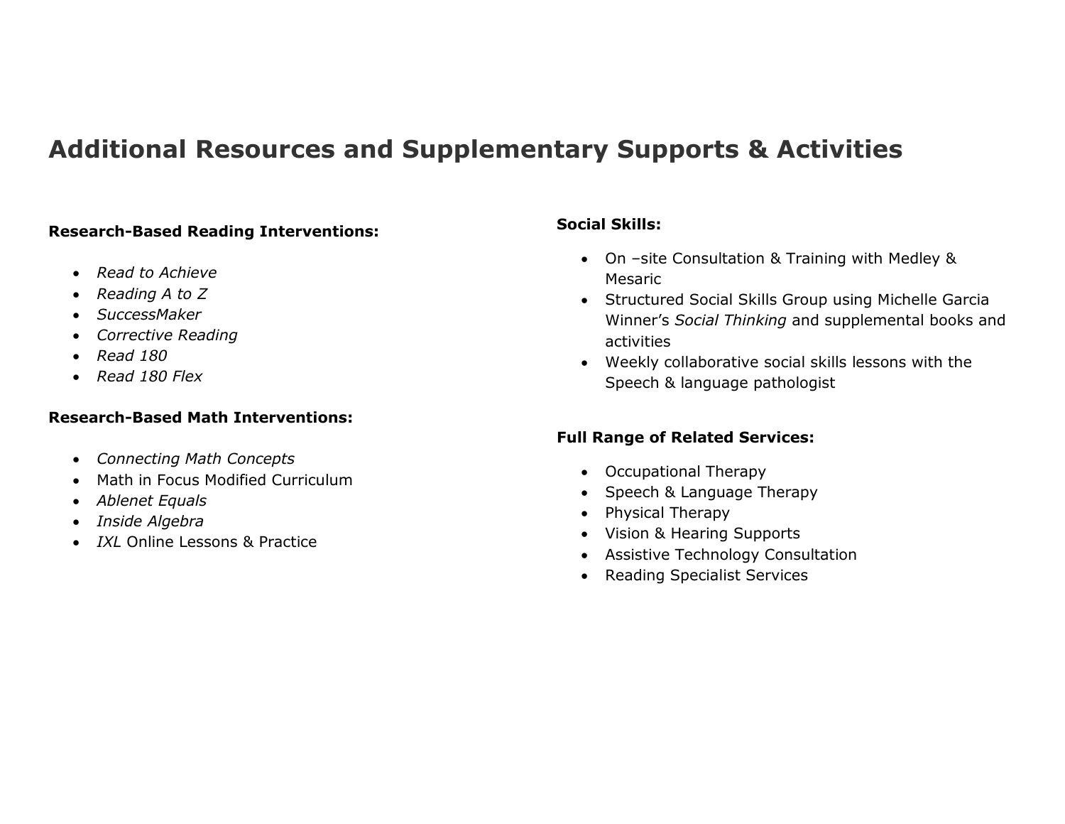# Additional Resources and Supplementary Supports & Activities

**Research-Based Reading Interventions:**

- *Read to Achieve*
- *Reading A to Z*
- *SuccessMaker*
- *Corrective Reading*
- *Read 180*
- *Read 180 Flex*

**Research-Based Math Interventions:**

- *Connecting Math Concepts*
- Math in Focus Modified Curriculum
- *Ablenet Equals*
- *Inside Algebra*
- *IXL* Online Lessons & Practice

**Social Skills:**

- On –site Consultation & Training with Medley & Mesaric
- Structured Social Skills Group using Michelle Garcia Winner's *Social Thinking* and supplemental books and activities
- Weekly collaborative social skills lessons with the Speech & language pathologist

**Full Range of Related Services:**

- Occupational Therapy
- Speech & Language Therapy
- Physical Therapy
- Vision & Hearing Supports
- Assistive Technology Consultation
- Reading Specialist Services